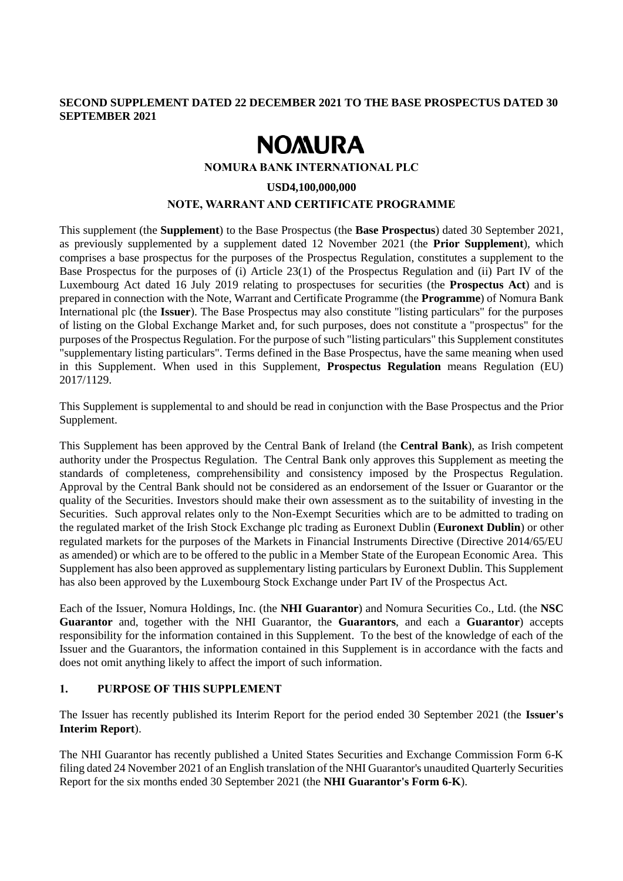**SECOND SUPPLEMENT DATED 22 DECEMBER 2021 TO THE BASE PROSPECTUS DATED 30 SEPTEMBER 2021**

# NOMURA

**NOMURA BANK INTERNATIONAL PLC**

**USD4,100,000,000**

**NOTE, WARRANT AND CERTIFICATE PROGRAMME**

This supplement (the **Supplement**) to the Base Prospectus (the **Base Prospectus**) dated 30 September 2021, as previously supplemented by a supplement dated 12 November 2021 (the **Prior Supplement**), which comprises a base prospectus for the purposes of the Prospectus Regulation, constitutes a supplement to the Base Prospectus for the purposes of (i) Article 23(1) of the Prospectus Regulation and (ii) Part IV of the Luxembourg Act dated 16 July 2019 relating to prospectuses for securities (the **Prospectus Act**) and is prepared in connection with the Note, Warrant and Certificate Programme (the **Programme**) of Nomura Bank International plc (the **Issuer**). The Base Prospectus may also constitute "listing particulars" for the purposes of listing on the Global Exchange Market and, for such purposes, does not constitute a "prospectus" for the purposes of the Prospectus Regulation. For the purpose of such "listing particulars" this Supplement constitutes "supplementary listing particulars". Terms defined in the Base Prospectus, have the same meaning when used in this Supplement. When used in this Supplement, **Prospectus Regulation** means Regulation (EU) 2017/1129.

This Supplement is supplemental to and should be read in conjunction with the Base Prospectus and the Prior Supplement.

This Supplement has been approved by the Central Bank of Ireland (the **Central Bank**), as Irish competent authority under the Prospectus Regulation. The Central Bank only approves this Supplement as meeting the standards of completeness, comprehensibility and consistency imposed by the Prospectus Regulation. Approval by the Central Bank should not be considered as an endorsement of the Issuer or Guarantor or the quality of the Securities. Investors should make their own assessment as to the suitability of investing in the Securities. Such approval relates only to the Non-Exempt Securities which are to be admitted to trading on the regulated market of the Irish Stock Exchange plc trading as Euronext Dublin (**Euronext Dublin**) or other regulated markets for the purposes of the Markets in Financial Instruments Directive (Directive 2014/65/EU as amended) or which are to be offered to the public in a Member State of the European Economic Area. This Supplement has also been approved as supplementary listing particulars by Euronext Dublin. This Supplement has also been approved by the Luxembourg Stock Exchange under Part IV of the Prospectus Act.

Each of the Issuer, Nomura Holdings, Inc. (the **NHI Guarantor**) and Nomura Securities Co., Ltd. (the **NSC Guarantor** and, together with the NHI Guarantor, the **Guarantors**, and each a **Guarantor**) accepts responsibility for the information contained in this Supplement. To the best of the knowledge of each of the Issuer and the Guarantors, the information contained in this Supplement is in accordance with the facts and does not omit anything likely to affect the import of such information.

## 1. PURPOSE OF THIS SUPPLEMENT

The Issuer has recently published its Interim Report for the period ended 30 September 2021 (the **Issuer's Interim Report**).

The NHI Guarantor has recently published a United States Securities and Exchange Commission Form 6-K filing dated 24 November 2021 of an English translation of the NHI Guarantor's unaudited Quarterly Securities Report for the six months ended 30 September 2021 (the **NHI Guarantor's Form 6-K**).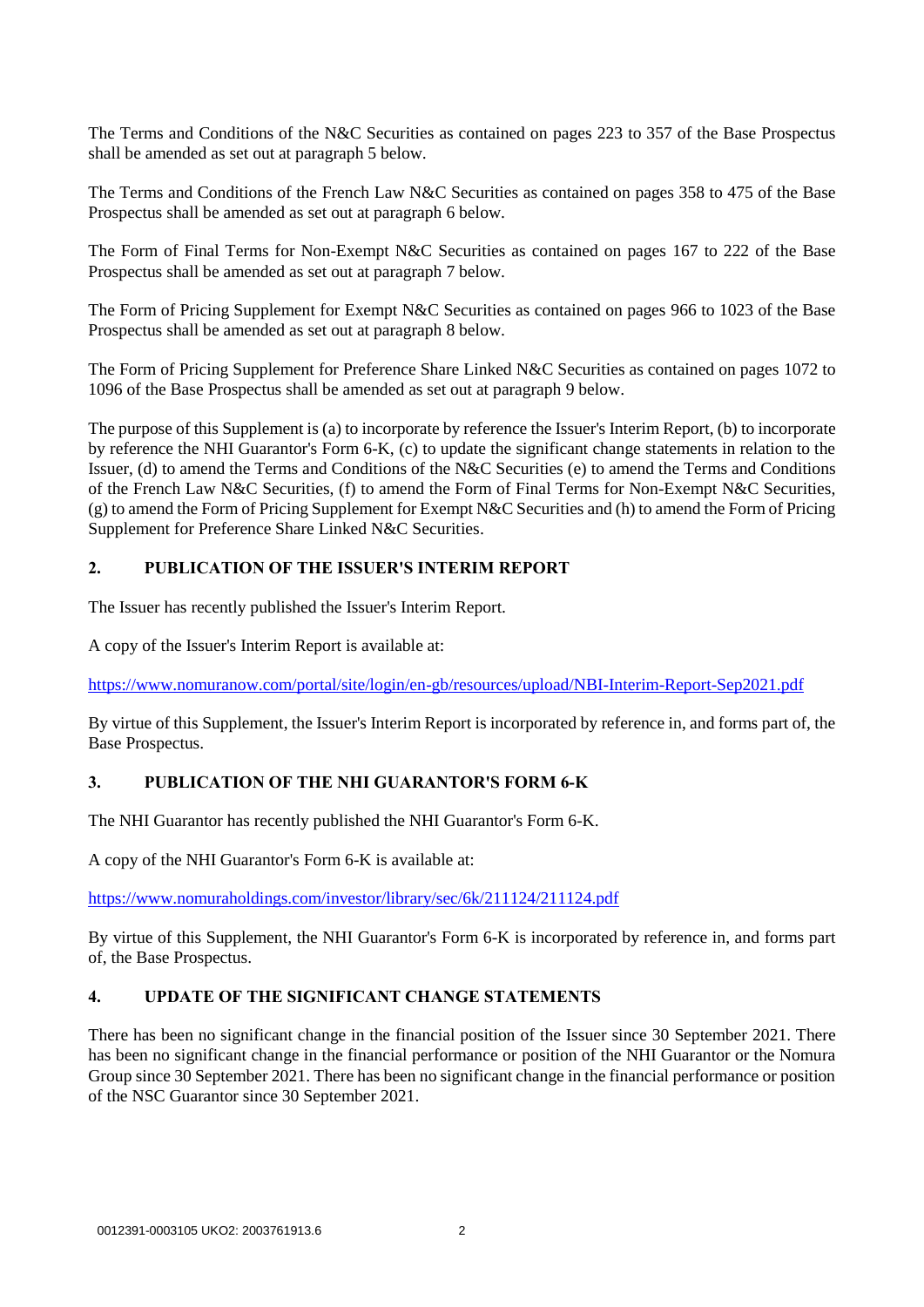The Terms and Conditions of the N&C Securities as contained on pages 223 to 357 of the Base Prospectus shall be amended as set out at paragraph 5 below.

The Terms and Conditions of the French Law N&C Securities as contained on pages 358 to 475 of the Base Prospectus shall be amended as set out at paragraph 6 below.

The Form of Final Terms for Non-Exempt N&C Securities as contained on pages 167 to 222 of the Base Prospectus shall be amended as set out at paragraph 7 below.

The Form of Pricing Supplement for Exempt N&C Securities as contained on pages 966 to 1023 of the Base Prospectus shall be amended as set out at paragraph 8 below.

The Form of Pricing Supplement for Preference Share Linked N&C Securities as contained on pages 1072 to 1096 of the Base Prospectus shall be amended as set out at paragraph 9 below.

The purpose of this Supplement is (a) to incorporate by reference the Issuer's Interim Report, (b) to incorporate by reference the NHI Guarantor's Form 6-K, (c) to update the significant change statements in relation to the Issuer, (d) to amend the Terms and Conditions of the N&C Securities (e) to amend the Terms and Conditions of the French Law N&C Securities, (f) to amend the Form of Final Terms for Non-Exempt N&C Securities, (g) to amend the Form of Pricing Supplement for Exempt N&C Securities and (h) to amend the Form of Pricing Supplement for Preference Share Linked N&C Securities.

## 2. PUBLICATION OF THE ISSUER'S INTERIM REPORT

The Issuer has recently published the Issuer's Interim Report.

A copy of the Issuer's Interim Report is available at:

https://www.nomuranow.com/portal/site/login/en-gb/resources/upload/NBI-Interim-Report-Sep2021.pdf

By virtue of this Supplement, the Issuer's Interim Report is incorporated by reference in, and forms part of, the Base Prospectus.

## 3. PUBLICATION OF THE NHI GUARANTOR'S FORM 6-K

The NHI Guarantor has recently published the NHI Guarantor's Form 6-K.

A copy of the NHI Guarantor's Form 6-K is available at:

https://www.nomuraholdings.com/investor/library/sec/6k/211124/211124.pdf

By virtue of this Supplement, the NHI Guarantor's Form 6-K is incorporated by reference in, and forms part of, the Base Prospectus.

## 4. UPDATE OF THE SIGNIFICANT CHANGE STATEMENTS

There has been no significant change in the financial position of the Issuer since 30 September 2021. There has been no significant change in the financial performance or position of the NHI Guarantor or the Nomura Group since 30 September 2021. There has been no significant change in the financial performance or position of the NSC Guarantor since 30 September 2021.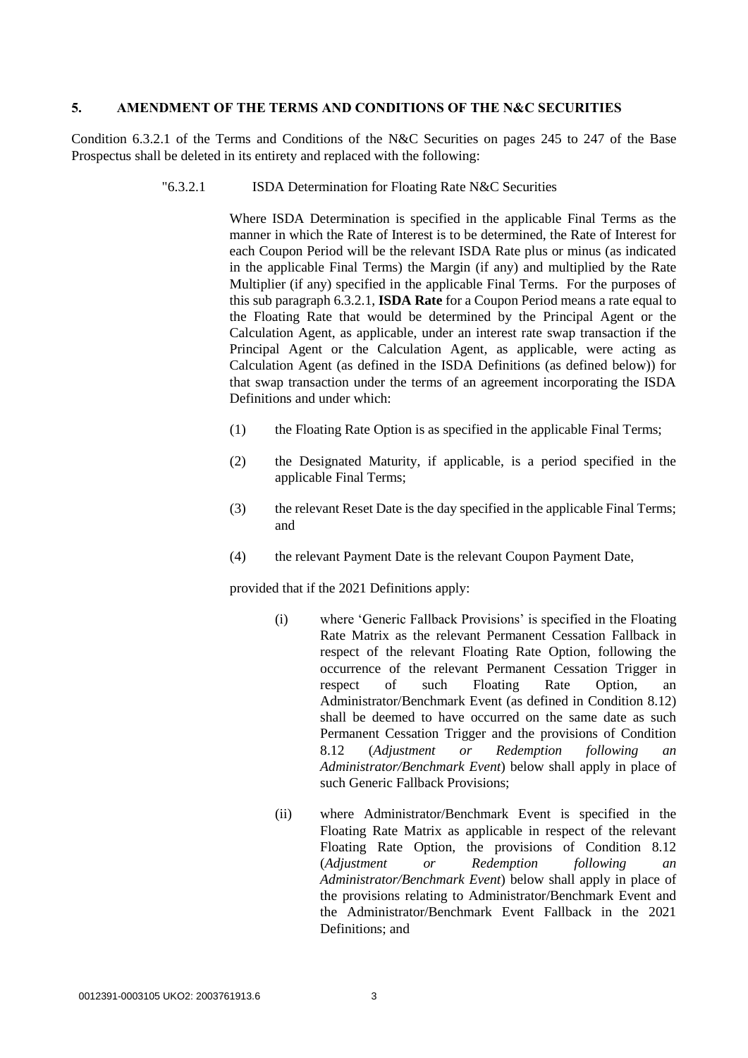## 5. AMENDMENT OF THE TERMS AND CONDITIONS OF THE N&C SECURITIES

Condition 6.3.2.1 of the Terms and Conditions of the N&C Securities on pages 245 to 247 of the Base Prospectus shall be deleted in its entirety and replaced with the following:

"6.3.2.1 ISDA Determination for Floating Rate N&C Securities

Where ISDA Determination is specified in the applicable Final Terms as the manner in which the Rate of Interest is to be determined, the Rate of Interest for each Coupon Period will be the relevant ISDA Rate plus or minus (as indicated in the applicable Final Terms) the Margin (if any) and multiplied by the Rate Multiplier (if any) specified in the applicable Final Terms. For the purposes of this sub paragraph 6.3.2.1, **ISDA Rate** for a Coupon Period means a rate equal to the Floating Rate that would be determined by the Principal Agent or the Calculation Agent, as applicable, under an interest rate swap transaction if the Principal Agent or the Calculation Agent, as applicable, were acting as Calculation Agent (as defined in the ISDA Definitions (as defined below)) for that swap transaction under the terms of an agreement incorporating the ISDA Definitions and under which:

(1) the Floating Rate Option is as specified in the applicable Final Terms;

(2) the Designated Maturity, if applicable, is a period specified in the applicable Final Terms;

(3) the relevant Reset Date is the day specified in the applicable Final Terms; and

(4) the relevant Payment Date is the relevant Coupon Payment Date,

provided that if the 2021 Definitions apply:

(i) where 'Generic Fallback Provisions' is specified in the Floating Rate Matrix as the relevant Permanent Cessation Fallback in respect of the relevant Floating Rate Option, following the occurrence of the relevant Permanent Cessation Trigger in respect of such Floating Rate Option, an Administrator/Benchmark Event (as defined in Condition 8.12) shall be deemed to have occurred on the same date as such Permanent Cessation Trigger and the provisions of Condition 8.12 (*Adjustment or Redemption following an Administrator/Benchmark Event*) below shall apply in place of such Generic Fallback Provisions;

(ii) where Administrator/Benchmark Event is specified in the Floating Rate Matrix as applicable in respect of the relevant Floating Rate Option, the provisions of Condition 8.12 (*Adjustment or Redemption following an Administrator/Benchmark Event*) below shall apply in place of the provisions relating to Administrator/Benchmark Event and the Administrator/Benchmark Event Fallback in the 2021 Definitions; and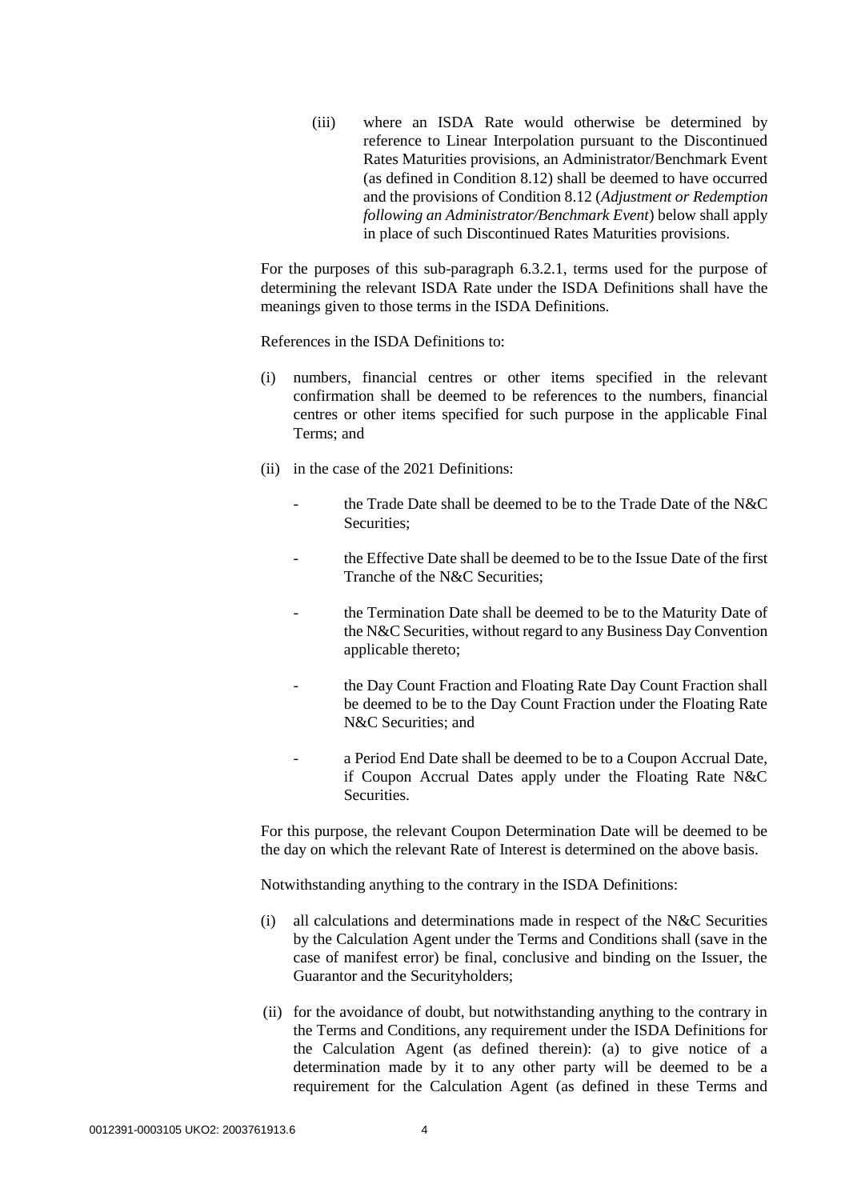(iii) where an ISDA Rate would otherwise be determined by reference to Linear Interpolation pursuant to the Discontinued Rates Maturities provisions, an Administrator/Benchmark Event (as defined in Condition 8.12) shall be deemed to have occurred and the provisions of Condition 8.12 (*Adjustment or Redemption following an Administrator/Benchmark Event*) below shall apply in place of such Discontinued Rates Maturities provisions.

For the purposes of this sub-paragraph 6.3.2.1, terms used for the purpose of determining the relevant ISDA Rate under the ISDA Definitions shall have the meanings given to those terms in the ISDA Definitions.

References in the ISDA Definitions to:

(i) numbers, financial centres or other items specified in the relevant confirmation shall be deemed to be references to the numbers, financial centres or other items specified for such purpose in the applicable Final Terms; and

(ii) in the case of the 2021 Definitions:

- the Trade Date shall be deemed to be to the Trade Date of the N&C Securities;
- the Effective Date shall be deemed to be to the Issue Date of the first Tranche of the N&C Securities;
- the Termination Date shall be deemed to be to the Maturity Date of the N&C Securities, without regard to any Business Day Convention applicable thereto;
- the Day Count Fraction and Floating Rate Day Count Fraction shall be deemed to be to the Day Count Fraction under the Floating Rate N&C Securities; and
- a Period End Date shall be deemed to be to a Coupon Accrual Date, if Coupon Accrual Dates apply under the Floating Rate N&C Securities.

For this purpose, the relevant Coupon Determination Date will be deemed to be the day on which the relevant Rate of Interest is determined on the above basis.

Notwithstanding anything to the contrary in the ISDA Definitions:

(i) all calculations and determinations made in respect of the N&C Securities by the Calculation Agent under the Terms and Conditions shall (save in the case of manifest error) be final, conclusive and binding on the Issuer, the Guarantor and the Securityholders;

(ii) for the avoidance of doubt, but notwithstanding anything to the contrary in the Terms and Conditions, any requirement under the ISDA Definitions for the Calculation Agent (as defined therein): (a) to give notice of a determination made by it to any other party will be deemed to be a requirement for the Calculation Agent (as defined in these Terms and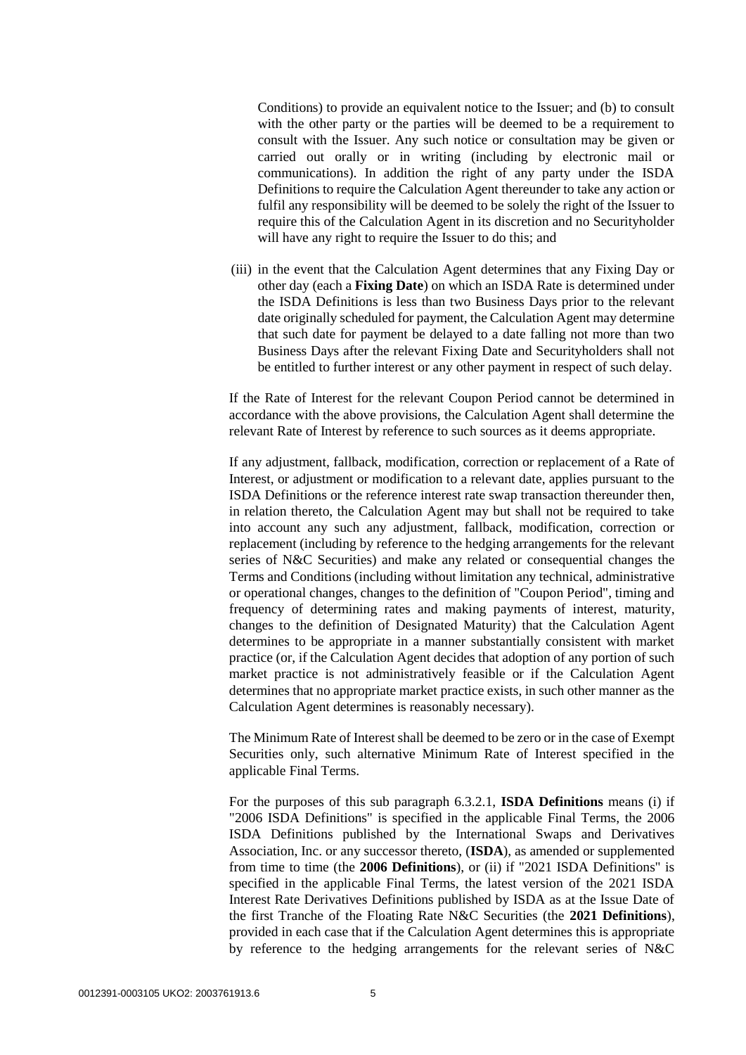Conditions) to provide an equivalent notice to the Issuer; and (b) to consult with the other party or the parties will be deemed to be a requirement to consult with the Issuer. Any such notice or consultation may be given or carried out orally or in writing (including by electronic mail or communications). In addition the right of any party under the ISDA Definitions to require the Calculation Agent thereunder to take any action or fulfil any responsibility will be deemed to be solely the right of the Issuer to require this of the Calculation Agent in its discretion and no Securityholder will have any right to require the Issuer to do this; and

(iii) in the event that the Calculation Agent determines that any Fixing Day or other day (each a **Fixing Date**) on which an ISDA Rate is determined under the ISDA Definitions is less than two Business Days prior to the relevant date originally scheduled for payment, the Calculation Agent may determine that such date for payment be delayed to a date falling not more than two Business Days after the relevant Fixing Date and Securityholders shall not be entitled to further interest or any other payment in respect of such delay.

If the Rate of Interest for the relevant Coupon Period cannot be determined in accordance with the above provisions, the Calculation Agent shall determine the relevant Rate of Interest by reference to such sources as it deems appropriate.

If any adjustment, fallback, modification, correction or replacement of a Rate of Interest, or adjustment or modification to a relevant date, applies pursuant to the ISDA Definitions or the reference interest rate swap transaction thereunder then, in relation thereto, the Calculation Agent may but shall not be required to take into account any such any adjustment, fallback, modification, correction or replacement (including by reference to the hedging arrangements for the relevant series of N&C Securities) and make any related or consequential changes the Terms and Conditions (including without limitation any technical, administrative or operational changes, changes to the definition of "Coupon Period", timing and frequency of determining rates and making payments of interest, maturity, changes to the definition of Designated Maturity) that the Calculation Agent determines to be appropriate in a manner substantially consistent with market practice (or, if the Calculation Agent decides that adoption of any portion of such market practice is not administratively feasible or if the Calculation Agent determines that no appropriate market practice exists, in such other manner as the Calculation Agent determines is reasonably necessary).

The Minimum Rate of Interest shall be deemed to be zero or in the case of Exempt Securities only, such alternative Minimum Rate of Interest specified in the applicable Final Terms.

For the purposes of this sub paragraph 6.3.2.1, **ISDA Definitions** means (i) if "2006 ISDA Definitions" is specified in the applicable Final Terms, the 2006 ISDA Definitions published by the International Swaps and Derivatives Association, Inc. or any successor thereto, (**ISDA**), as amended or supplemented from time to time (the **2006 Definitions**), or (ii) if "2021 ISDA Definitions" is specified in the applicable Final Terms, the latest version of the 2021 ISDA Interest Rate Derivatives Definitions published by ISDA as at the Issue Date of the first Tranche of the Floating Rate N&C Securities (the **2021 Definitions**), provided in each case that if the Calculation Agent determines this is appropriate by reference to the hedging arrangements for the relevant series of N&C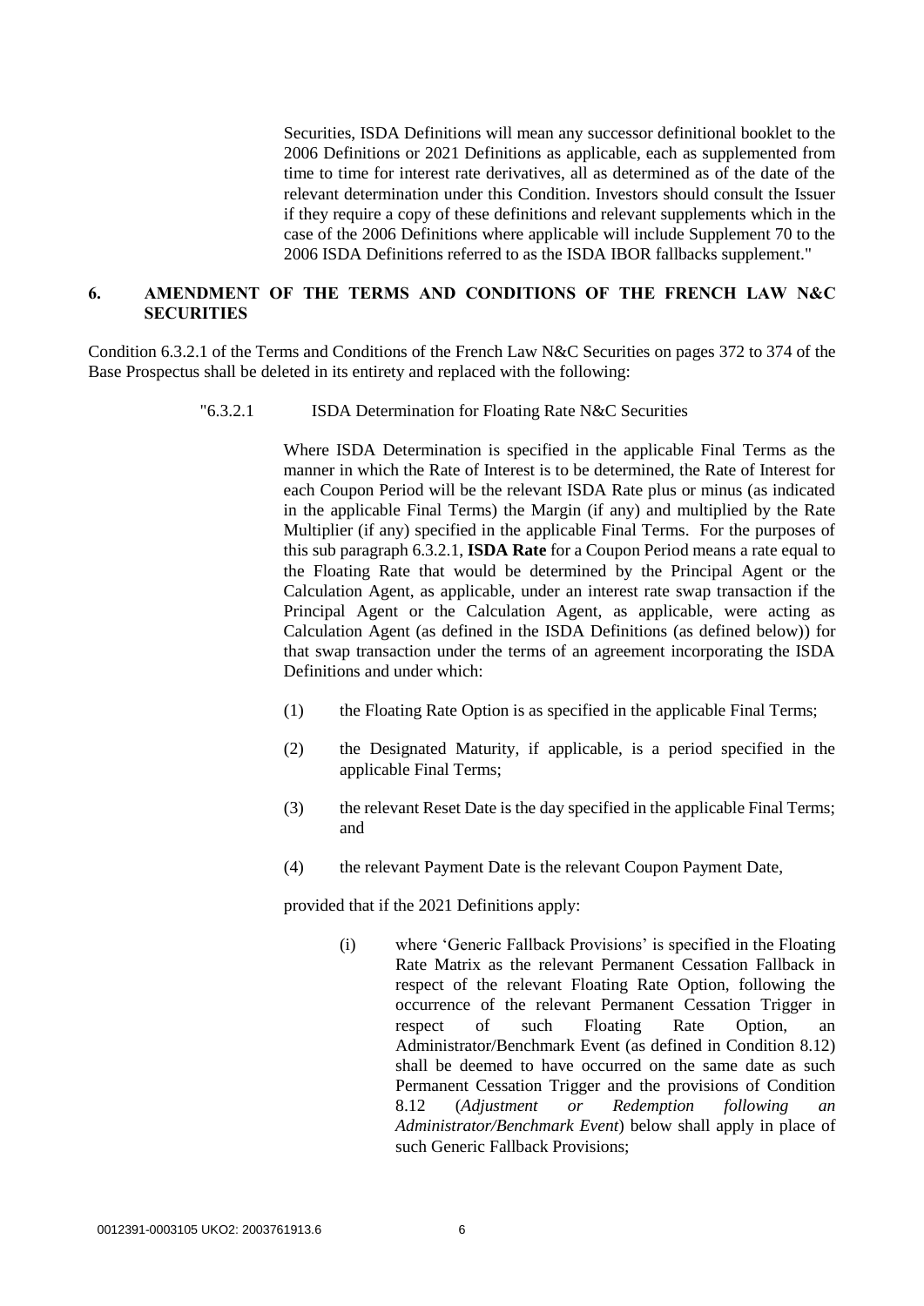Securities, ISDA Definitions will mean any successor definitional booklet to the 2006 Definitions or 2021 Definitions as applicable, each as supplemented from time to time for interest rate derivatives, all as determined as of the date of the relevant determination under this Condition. Investors should consult the Issuer if they require a copy of these definitions and relevant supplements which in the case of the 2006 Definitions where applicable will include Supplement 70 to the 2006 ISDA Definitions referred to as the ISDA IBOR fallbacks supplement."

## 6. AMENDMENT OF THE TERMS AND CONDITIONS OF THE FRENCH LAW N&C SECURITIES

Condition 6.3.2.1 of the Terms and Conditions of the French Law N&C Securities on pages 372 to 374 of the Base Prospectus shall be deleted in its entirety and replaced with the following:

"6.3.2.1 ISDA Determination for Floating Rate N&C Securities

Where ISDA Determination is specified in the applicable Final Terms as the manner in which the Rate of Interest is to be determined, the Rate of Interest for each Coupon Period will be the relevant ISDA Rate plus or minus (as indicated in the applicable Final Terms) the Margin (if any) and multiplied by the Rate Multiplier (if any) specified in the applicable Final Terms. For the purposes of this sub paragraph 6.3.2.1, **ISDA Rate** for a Coupon Period means a rate equal to the Floating Rate that would be determined by the Principal Agent or the Calculation Agent, as applicable, under an interest rate swap transaction if the Principal Agent or the Calculation Agent, as applicable, were acting as Calculation Agent (as defined in the ISDA Definitions (as defined below)) for that swap transaction under the terms of an agreement incorporating the ISDA Definitions and under which:

(1) the Floating Rate Option is as specified in the applicable Final Terms;

(2) the Designated Maturity, if applicable, is a period specified in the applicable Final Terms;

(3) the relevant Reset Date is the day specified in the applicable Final Terms; and

(4) the relevant Payment Date is the relevant Coupon Payment Date,

provided that if the 2021 Definitions apply:

(i) where 'Generic Fallback Provisions' is specified in the Floating Rate Matrix as the relevant Permanent Cessation Fallback in respect of the relevant Floating Rate Option, following the occurrence of the relevant Permanent Cessation Trigger in respect of such Floating Rate Option, an Administrator/Benchmark Event (as defined in Condition 8.12) shall be deemed to have occurred on the same date as such Permanent Cessation Trigger and the provisions of Condition 8.12 (*Adjustment or Redemption following an Administrator/Benchmark Event*) below shall apply in place of such Generic Fallback Provisions;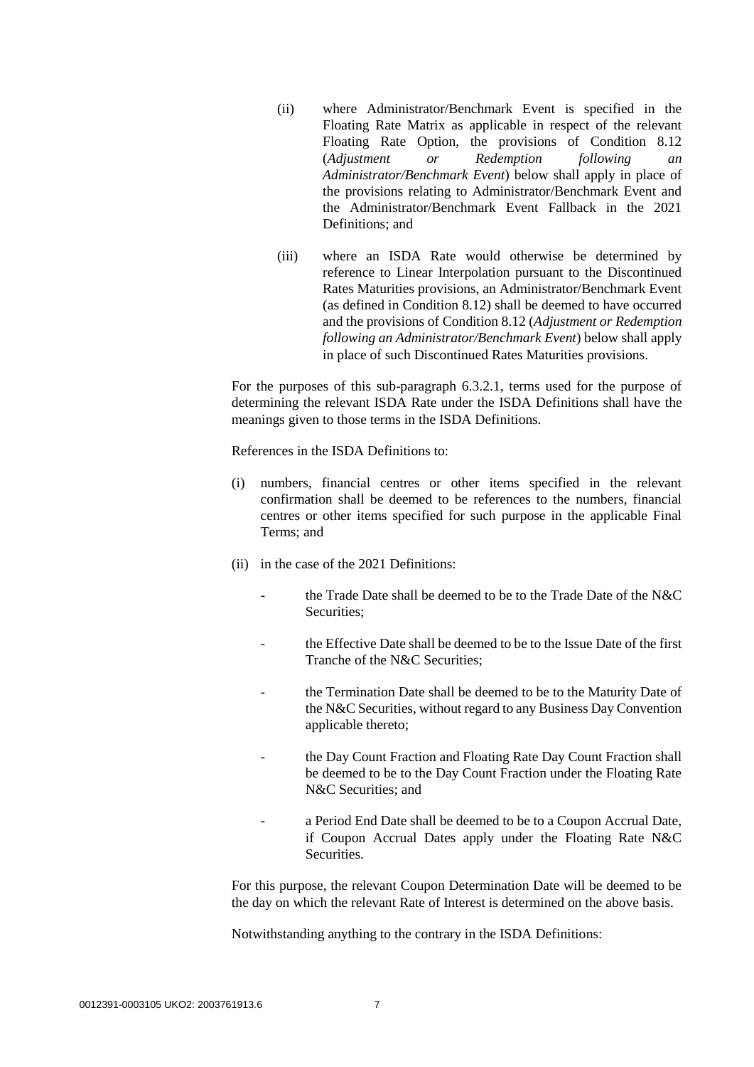(ii) where Administrator/Benchmark Event is specified in the Floating Rate Matrix as applicable in respect of the relevant Floating Rate Option, the provisions of Condition 8.12 (*Adjustment or Redemption following an Administrator/Benchmark Event*) below shall apply in place of the provisions relating to Administrator/Benchmark Event and the Administrator/Benchmark Event Fallback in the 2021 Definitions; and

(iii) where an ISDA Rate would otherwise be determined by reference to Linear Interpolation pursuant to the Discontinued Rates Maturities provisions, an Administrator/Benchmark Event (as defined in Condition 8.12) shall be deemed to have occurred and the provisions of Condition 8.12 (*Adjustment or Redemption following an Administrator/Benchmark Event*) below shall apply in place of such Discontinued Rates Maturities provisions.

For the purposes of this sub-paragraph 6.3.2.1, terms used for the purpose of determining the relevant ISDA Rate under the ISDA Definitions shall have the meanings given to those terms in the ISDA Definitions.

References in the ISDA Definitions to:

(i) numbers, financial centres or other items specified in the relevant confirmation shall be deemed to be references to the numbers, financial centres or other items specified for such purpose in the applicable Final Terms; and

(ii) in the case of the 2021 Definitions:

- the Trade Date shall be deemed to be to the Trade Date of the N&C Securities;
- the Effective Date shall be deemed to be to the Issue Date of the first Tranche of the N&C Securities;
- the Termination Date shall be deemed to be to the Maturity Date of the N&C Securities, without regard to any Business Day Convention applicable thereto;
- the Day Count Fraction and Floating Rate Day Count Fraction shall be deemed to be to the Day Count Fraction under the Floating Rate N&C Securities; and
- a Period End Date shall be deemed to be to a Coupon Accrual Date, if Coupon Accrual Dates apply under the Floating Rate N&C Securities.

For this purpose, the relevant Coupon Determination Date will be deemed to be the day on which the relevant Rate of Interest is determined on the above basis.

Notwithstanding anything to the contrary in the ISDA Definitions: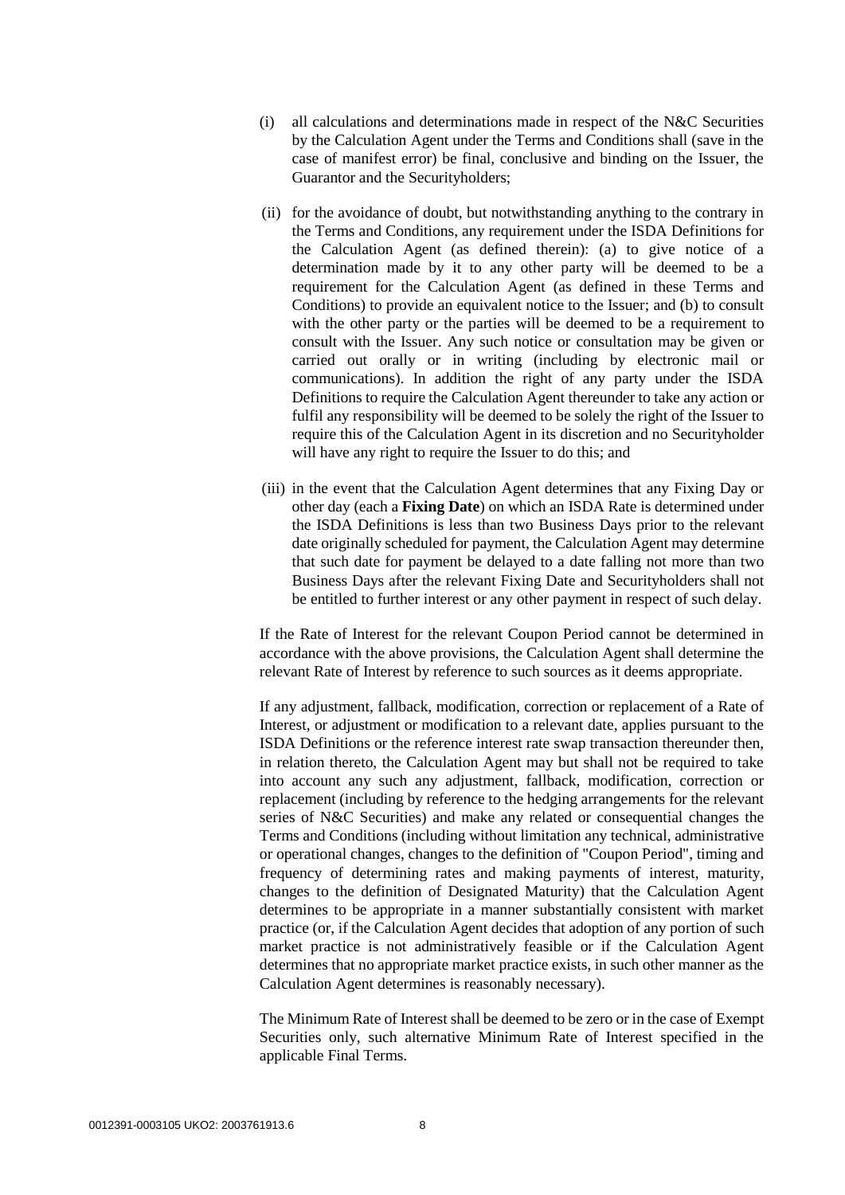(i) all calculations and determinations made in respect of the N&C Securities by the Calculation Agent under the Terms and Conditions shall (save in the case of manifest error) be final, conclusive and binding on the Issuer, the Guarantor and the Securityholders;

(ii) for the avoidance of doubt, but notwithstanding anything to the contrary in the Terms and Conditions, any requirement under the ISDA Definitions for the Calculation Agent (as defined therein): (a) to give notice of a determination made by it to any other party will be deemed to be a requirement for the Calculation Agent (as defined in these Terms and Conditions) to provide an equivalent notice to the Issuer; and (b) to consult with the other party or the parties will be deemed to be a requirement to consult with the Issuer. Any such notice or consultation may be given or carried out orally or in writing (including by electronic mail or communications). In addition the right of any party under the ISDA Definitions to require the Calculation Agent thereunder to take any action or fulfil any responsibility will be deemed to be solely the right of the Issuer to require this of the Calculation Agent in its discretion and no Securityholder will have any right to require the Issuer to do this; and

(iii) in the event that the Calculation Agent determines that any Fixing Day or other day (each a **Fixing Date**) on which an ISDA Rate is determined under the ISDA Definitions is less than two Business Days prior to the relevant date originally scheduled for payment, the Calculation Agent may determine that such date for payment be delayed to a date falling not more than two Business Days after the relevant Fixing Date and Securityholders shall not be entitled to further interest or any other payment in respect of such delay.

If the Rate of Interest for the relevant Coupon Period cannot be determined in accordance with the above provisions, the Calculation Agent shall determine the relevant Rate of Interest by reference to such sources as it deems appropriate.

If any adjustment, fallback, modification, correction or replacement of a Rate of Interest, or adjustment or modification to a relevant date, applies pursuant to the ISDA Definitions or the reference interest rate swap transaction thereunder then, in relation thereto, the Calculation Agent may but shall not be required to take into account any such any adjustment, fallback, modification, correction or replacement (including by reference to the hedging arrangements for the relevant series of N&C Securities) and make any related or consequential changes the Terms and Conditions (including without limitation any technical, administrative or operational changes, changes to the definition of "Coupon Period", timing and frequency of determining rates and making payments of interest, maturity, changes to the definition of Designated Maturity) that the Calculation Agent determines to be appropriate in a manner substantially consistent with market practice (or, if the Calculation Agent decides that adoption of any portion of such market practice is not administratively feasible or if the Calculation Agent determines that no appropriate market practice exists, in such other manner as the Calculation Agent determines is reasonably necessary).

The Minimum Rate of Interest shall be deemed to be zero or in the case of Exempt Securities only, such alternative Minimum Rate of Interest specified in the applicable Final Terms.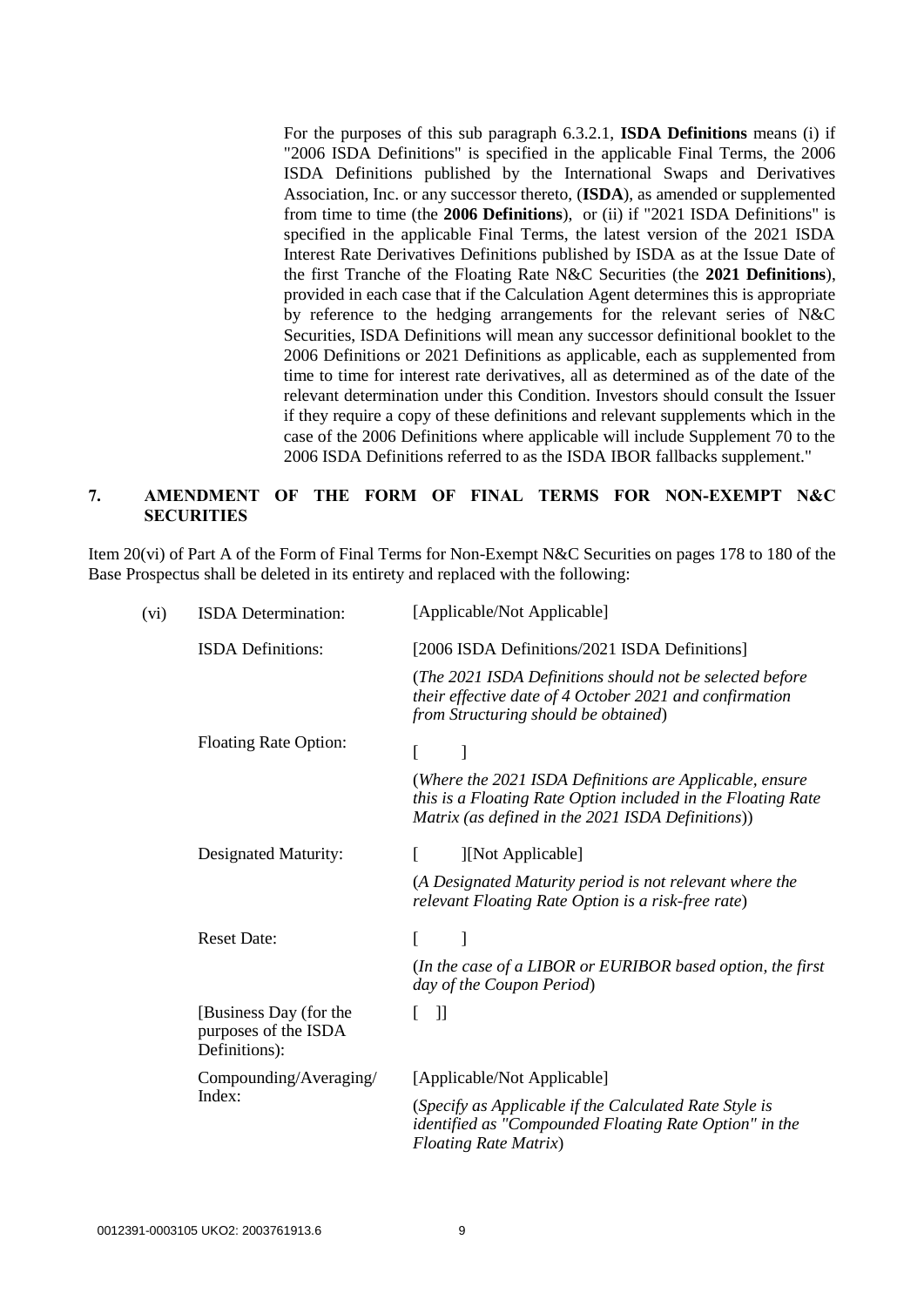For the purposes of this sub paragraph 6.3.2.1, **ISDA Definitions** means (i) if "2006 ISDA Definitions" is specified in the applicable Final Terms, the 2006 ISDA Definitions published by the International Swaps and Derivatives Association, Inc. or any successor thereto, (**ISDA**), as amended or supplemented from time to time (the **2006 Definitions**), or (ii) if "2021 ISDA Definitions" is specified in the applicable Final Terms, the latest version of the 2021 ISDA Interest Rate Derivatives Definitions published by ISDA as at the Issue Date of the first Tranche of the Floating Rate N&C Securities (the **2021 Definitions**), provided in each case that if the Calculation Agent determines this is appropriate by reference to the hedging arrangements for the relevant series of N&C Securities, ISDA Definitions will mean any successor definitional booklet to the 2006 Definitions or 2021 Definitions as applicable, each as supplemented from time to time for interest rate derivatives, all as determined as of the date of the relevant determination under this Condition. Investors should consult the Issuer if they require a copy of these definitions and relevant supplements which in the case of the 2006 Definitions where applicable will include Supplement 70 to the 2006 ISDA Definitions referred to as the ISDA IBOR fallbacks supplement."

## 7. AMENDMENT OF THE FORM OF FINAL TERMS FOR NON-EXEMPT N&C SECURITIES

Item 20(vi) of Part A of the Form of Final Terms for Non-Exempt N&C Securities on pages 178 to 180 of the Base Prospectus shall be deleted in its entirety and replaced with the following:

| | | |
|---|---|---|
| (vi) | ISDA Determination: | [Applicable/Not Applicable] |
| | ISDA Definitions: | [2006 ISDA Definitions/2021 ISDA Definitions]<br>(*The 2021 ISDA Definitions should not be selected before their effective date of 4 October 2021 and confirmation from Structuring should be obtained*) |
| | Floating Rate Option: | [ ]<br>(*Where the 2021 ISDA Definitions are Applicable, ensure this is a Floating Rate Option included in the Floating Rate Matrix (as defined in the 2021 ISDA Definitions)*) |
| | Designated Maturity: | [ ][Not Applicable]<br>(*A Designated Maturity period is not relevant where the relevant Floating Rate Option is a risk-free rate*) |
| | Reset Date: | [ ]<br>(*In the case of a LIBOR or EURIBOR based option, the first day of the Coupon Period*) |
| | [Business Day (for the purposes of the ISDA Definitions): | [ ]] |
| | Compounding/Averaging/ Index: | [Applicable/Not Applicable]<br>(*Specify as Applicable if the Calculated Rate Style is identified as "Compounded Floating Rate Option" in the Floating Rate Matrix*) |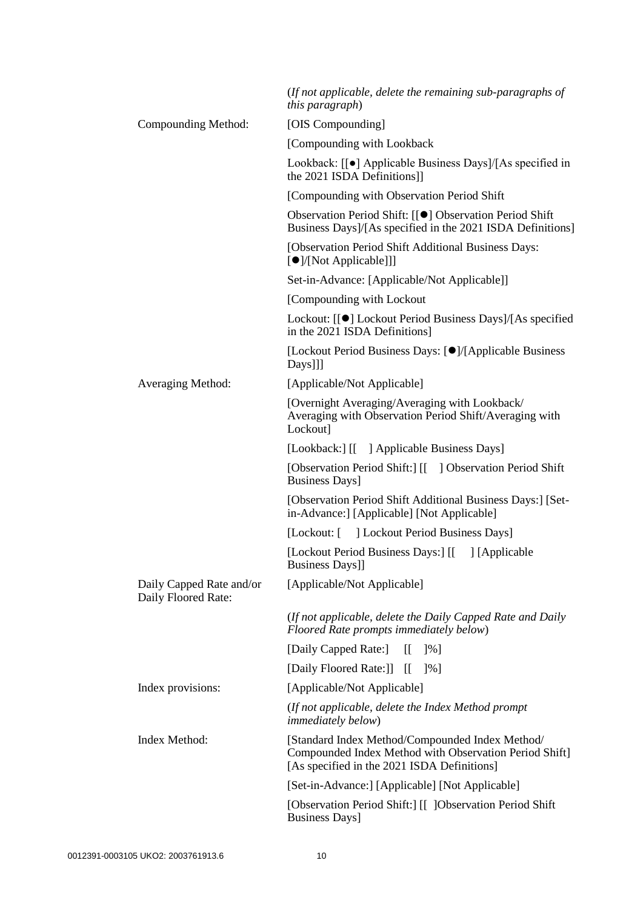| | |
|---|---|
| | (*If not applicable, delete the remaining sub-paragraphs of this paragraph*) |
| Compounding Method: | [OIS Compounding] |
| | [Compounding with Lookback |
| | Lookback: [[●] Applicable Business Days]/[As specified in the 2021 ISDA Definitions]] |
| | [Compounding with Observation Period Shift |
| | Observation Period Shift: [[●] Observation Period Shift Business Days]/[As specified in the 2021 ISDA Definitions] |
| | [Observation Period Shift Additional Business Days: [●]/[Not Applicable]]] |
| | Set-in-Advance: [Applicable/Not Applicable]] |
| | [Compounding with Lockout |
| | Lockout: [[●] Lockout Period Business Days]/[As specified in the 2021 ISDA Definitions] |
| | [Lockout Period Business Days: [●]/[Applicable Business Days]]] |
| Averaging Method: | [Applicable/Not Applicable] |
| | [Overnight Averaging/Averaging with Lookback/ Averaging with Observation Period Shift/Averaging with Lockout] |
| | [Lookback:] [[ ] Applicable Business Days] |
| | [Observation Period Shift:] [[ ] Observation Period Shift Business Days] |
| | [Observation Period Shift Additional Business Days:] [Set-in-Advance:] [Applicable] [Not Applicable] |
| | [Lockout: [ ] Lockout Period Business Days] |
| | [Lockout Period Business Days:] [[ ] [Applicable Business Days]] |
| Daily Capped Rate and/or Daily Floored Rate: | [Applicable/Not Applicable] |
| | (*If not applicable, delete the Daily Capped Rate and Daily Floored Rate prompts immediately below*) |
| | [Daily Capped Rate:] [[ ]%] |
| | [Daily Floored Rate:]] [[ ]%] |
| Index provisions: | [Applicable/Not Applicable] |
| | (*If not applicable, delete the Index Method prompt immediately below*) |
| Index Method: | [Standard Index Method/Compounded Index Method/ Compounded Index Method with Observation Period Shift] [As specified in the 2021 ISDA Definitions] |
| | [Set-in-Advance:] [Applicable] [Not Applicable] |
| | [Observation Period Shift:] [[ ]Observation Period Shift Business Days] |

0012391-0003105 UKO2: 2003761913.6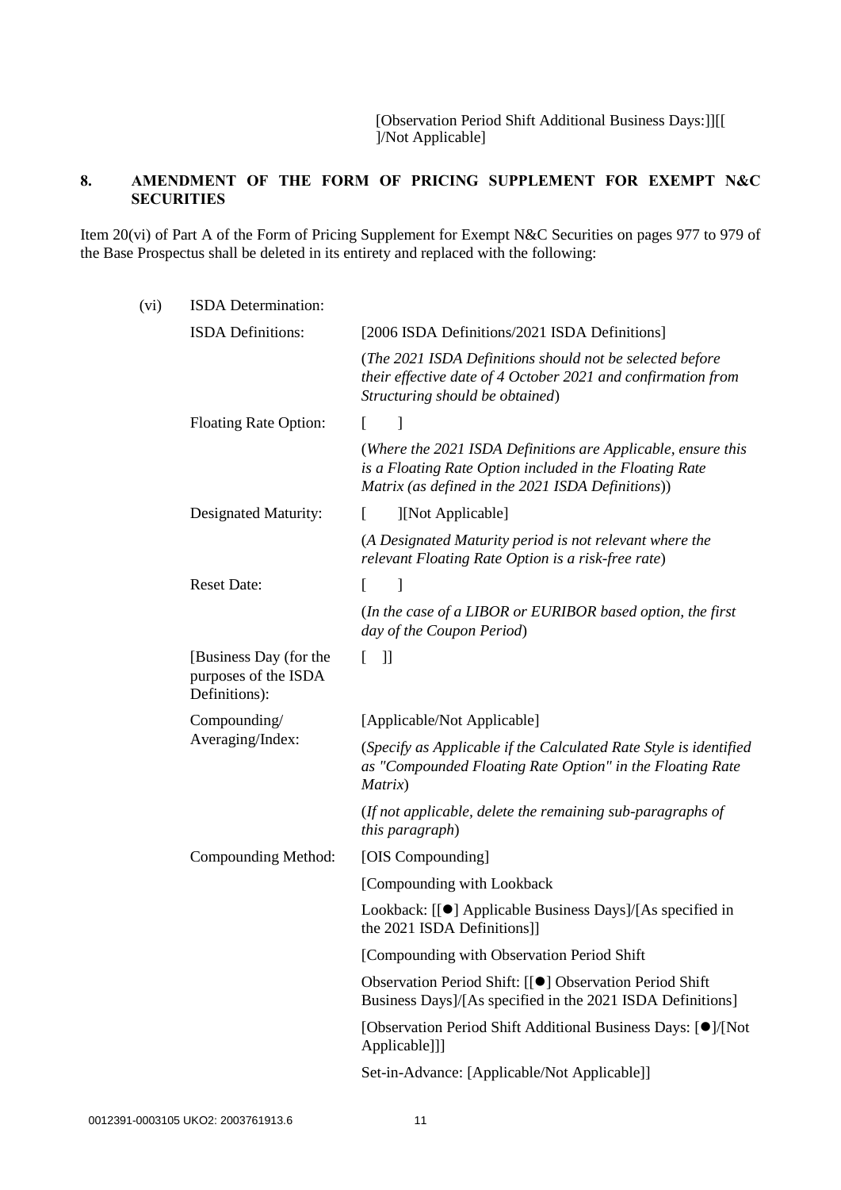[Observation Period Shift Additional Business Days:]][[ ]/Not Applicable]

## 8. AMENDMENT OF THE FORM OF PRICING SUPPLEMENT FOR EXEMPT N&C SECURITIES

Item 20(vi) of Part A of the Form of Pricing Supplement for Exempt N&C Securities on pages 977 to 979 of the Base Prospectus shall be deleted in its entirety and replaced with the following:

| (vi) | ISDA Determination: | |
|---|---|---|
| | ISDA Definitions: | [2006 ISDA Definitions/2021 ISDA Definitions] |
| | | (*The 2021 ISDA Definitions should not be selected before their effective date of 4 October 2021 and confirmation from Structuring should be obtained*) |
| | Floating Rate Option: | [ ] |
| | | (*Where the 2021 ISDA Definitions are Applicable, ensure this is a Floating Rate Option included in the Floating Rate Matrix (as defined in the 2021 ISDA Definitions)*) |
| | Designated Maturity: | [ ][Not Applicable] |
| | | (*A Designated Maturity period is not relevant where the relevant Floating Rate Option is a risk-free rate*) |
| | Reset Date: | [ ] |
| | | (*In the case of a LIBOR or EURIBOR based option, the first day of the Coupon Period*) |
| | [Business Day (for the purposes of the ISDA Definitions): | [ ]] |
| | Compounding/ Averaging/Index: | [Applicable/Not Applicable] |
| | | (*Specify as Applicable if the Calculated Rate Style is identified as "Compounded Floating Rate Option" in the Floating Rate Matrix*) |
| | | (*If not applicable, delete the remaining sub-paragraphs of this paragraph*) |
| | Compounding Method: | [OIS Compounding] |
| | | [Compounding with Lookback |
| | | Lookback: [[●] Applicable Business Days]/[As specified in the 2021 ISDA Definitions]] |
| | | [Compounding with Observation Period Shift |
| | | Observation Period Shift: [[●] Observation Period Shift Business Days]/[As specified in the 2021 ISDA Definitions] |
| | | [Observation Period Shift Additional Business Days: [●]/[Not Applicable]]] |
| | | Set-in-Advance: [Applicable/Not Applicable]] |

0012391-0003105 UKO2: 2003761913.6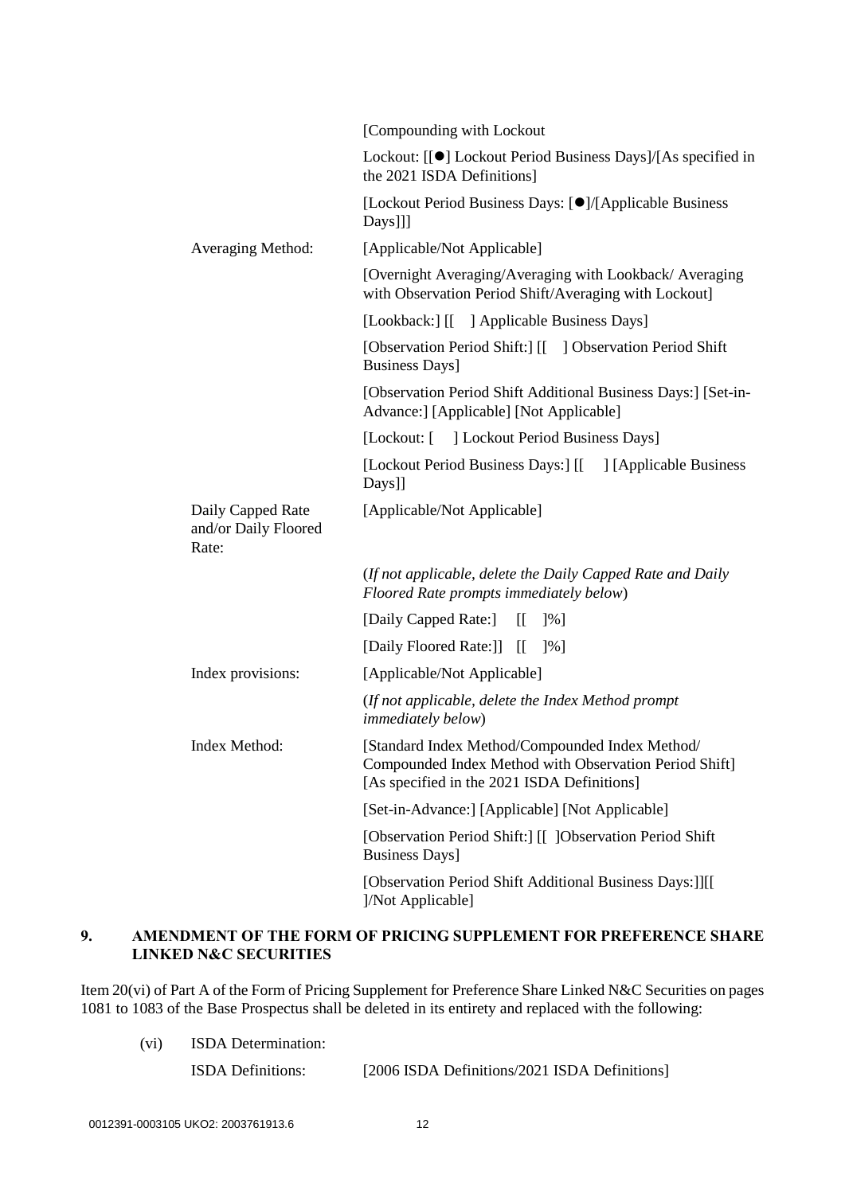| | |
|---|---|
| | [Compounding with Lockout |
| | Lockout: [[●] Lockout Period Business Days]/[As specified in the 2021 ISDA Definitions] |
| | [Lockout Period Business Days: [●]/[Applicable Business Days]]] |
| Averaging Method: | [Applicable/Not Applicable] |
| | [Overnight Averaging/Averaging with Lookback/ Averaging with Observation Period Shift/Averaging with Lockout] |
| | [Lookback:] [[ ] Applicable Business Days] |
| | [Observation Period Shift:] [[ ] Observation Period Shift Business Days] |
| | [Observation Period Shift Additional Business Days:] [Set-in-Advance:] [Applicable] [Not Applicable] |
| | [Lockout: [ ] Lockout Period Business Days] |
| | [Lockout Period Business Days:] [[ ] [Applicable Business Days]] |
| Daily Capped Rate and/or Daily Floored Rate: | [Applicable/Not Applicable] |
| | (*If not applicable, delete the Daily Capped Rate and Daily Floored Rate prompts immediately below*) |
| | [Daily Capped Rate:] [[ ]%] |
| | [Daily Floored Rate:]] [[ ]%] |
| Index provisions: | [Applicable/Not Applicable] |
| | (*If not applicable, delete the Index Method prompt immediately below*) |
| Index Method: | [Standard Index Method/Compounded Index Method/ Compounded Index Method with Observation Period Shift] [As specified in the 2021 ISDA Definitions] |
| | [Set-in-Advance:] [Applicable] [Not Applicable] |
| | [Observation Period Shift:] [[ ]Observation Period Shift Business Days] |
| | [Observation Period Shift Additional Business Days:]][[ ]/Not Applicable] |

## 9. AMENDMENT OF THE FORM OF PRICING SUPPLEMENT FOR PREFERENCE SHARE LINKED N&C SECURITIES

Item 20(vi) of Part A of the Form of Pricing Supplement for Preference Share Linked N&C Securities on pages 1081 to 1083 of the Base Prospectus shall be deleted in its entirety and replaced with the following:

| | |
|---|---|
| (vi) ISDA Determination: | |
| ISDA Definitions: | [2006 ISDA Definitions/2021 ISDA Definitions] |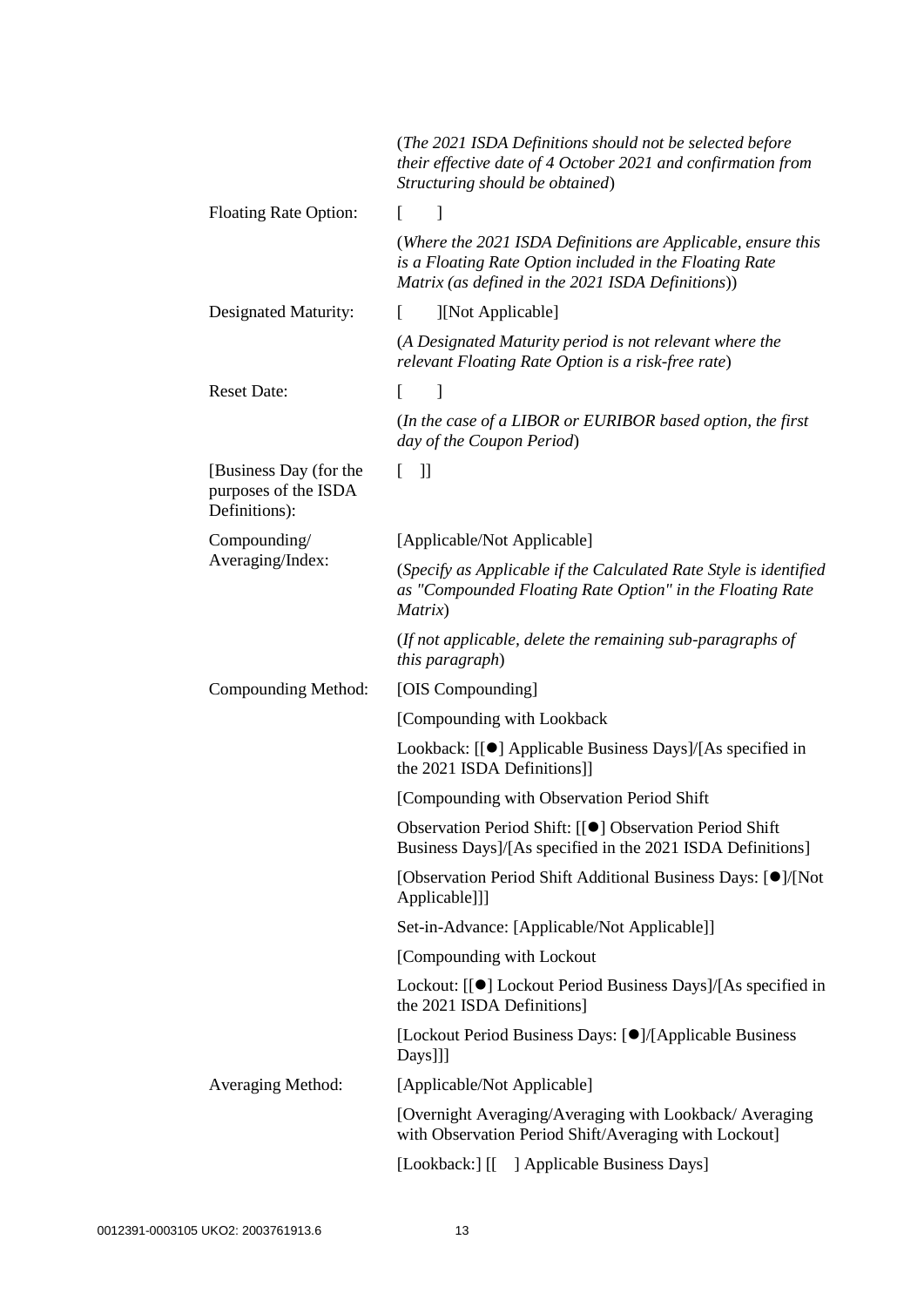| | |
|---|---|
| | (*The 2021 ISDA Definitions should not be selected before their effective date of 4 October 2021 and confirmation from Structuring should be obtained*) |
| Floating Rate Option: | [ ] |
| | (*Where the 2021 ISDA Definitions are Applicable, ensure this is a Floating Rate Option included in the Floating Rate Matrix (as defined in the 2021 ISDA Definitions)*) |
| Designated Maturity: | [ ][Not Applicable] |
| | (*A Designated Maturity period is not relevant where the relevant Floating Rate Option is a risk-free rate*) |
| Reset Date: | [ ] |
| | (*In the case of a LIBOR or EURIBOR based option, the first day of the Coupon Period*) |
| [Business Day (for the purposes of the ISDA Definitions): | [ ]] |
| Compounding/ Averaging/Index: | [Applicable/Not Applicable] |
| | (*Specify as Applicable if the Calculated Rate Style is identified as "Compounded Floating Rate Option" in the Floating Rate Matrix*) |
| | (*If not applicable, delete the remaining sub-paragraphs of this paragraph*) |
| Compounding Method: | [OIS Compounding] |
| | [Compounding with Lookback |
| | Lookback: [[●] Applicable Business Days]/[As specified in the 2021 ISDA Definitions]] |
| | [Compounding with Observation Period Shift |
| | Observation Period Shift: [[●] Observation Period Shift Business Days]/[As specified in the 2021 ISDA Definitions] |
| | [Observation Period Shift Additional Business Days: [●]/[Not Applicable]]] |
| | Set-in-Advance: [Applicable/Not Applicable]] |
| | [Compounding with Lockout |
| | Lockout: [[●] Lockout Period Business Days]/[As specified in the 2021 ISDA Definitions] |
| | [Lockout Period Business Days: [●]/[Applicable Business Days]]] |
| Averaging Method: | [Applicable/Not Applicable] |
| | [Overnight Averaging/Averaging with Lookback/ Averaging with Observation Period Shift/Averaging with Lockout] |
| | [Lookback:] [[ ] Applicable Business Days] |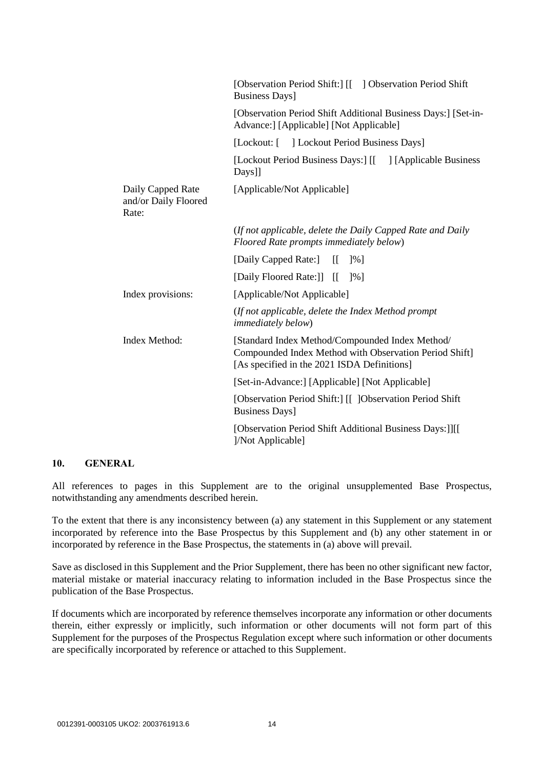| | |
|---|---|
| | [Observation Period Shift:] [[ ] Observation Period Shift Business Days] |
| | [Observation Period Shift Additional Business Days:] [Set-in-Advance:] [Applicable] [Not Applicable] |
| | [Lockout: [ ] Lockout Period Business Days] |
| | [Lockout Period Business Days:] [[ ] [Applicable Business Days]] |
| Daily Capped Rate and/or Daily Floored Rate: | [Applicable/Not Applicable] |
| | (*If not applicable, delete the Daily Capped Rate and Daily Floored Rate prompts immediately below*) |
| | [Daily Capped Rate:] [[ ]%] |
| | [Daily Floored Rate:]] [[ ]%] |
| Index provisions: | [Applicable/Not Applicable] |
| | (*If not applicable, delete the Index Method prompt immediately below*) |
| Index Method: | [Standard Index Method/Compounded Index Method/ Compounded Index Method with Observation Period Shift] [As specified in the 2021 ISDA Definitions] |
| | [Set-in-Advance:] [Applicable] [Not Applicable] |
| | [Observation Period Shift:] [[ ]Observation Period Shift Business Days] |
| | [Observation Period Shift Additional Business Days:]][[ ]/Not Applicable] |

## 10. GENERAL

All references to pages in this Supplement are to the original unsupplemented Base Prospectus, notwithstanding any amendments described herein.

To the extent that there is any inconsistency between (a) any statement in this Supplement or any statement incorporated by reference into the Base Prospectus by this Supplement and (b) any other statement in or incorporated by reference in the Base Prospectus, the statements in (a) above will prevail.

Save as disclosed in this Supplement and the Prior Supplement, there has been no other significant new factor, material mistake or material inaccuracy relating to information included in the Base Prospectus since the publication of the Base Prospectus.

If documents which are incorporated by reference themselves incorporate any information or other documents therein, either expressly or implicitly, such information or other documents will not form part of this Supplement for the purposes of the Prospectus Regulation except where such information or other documents are specifically incorporated by reference or attached to this Supplement.

0012391-0003105 UKO2: 2003761913.6